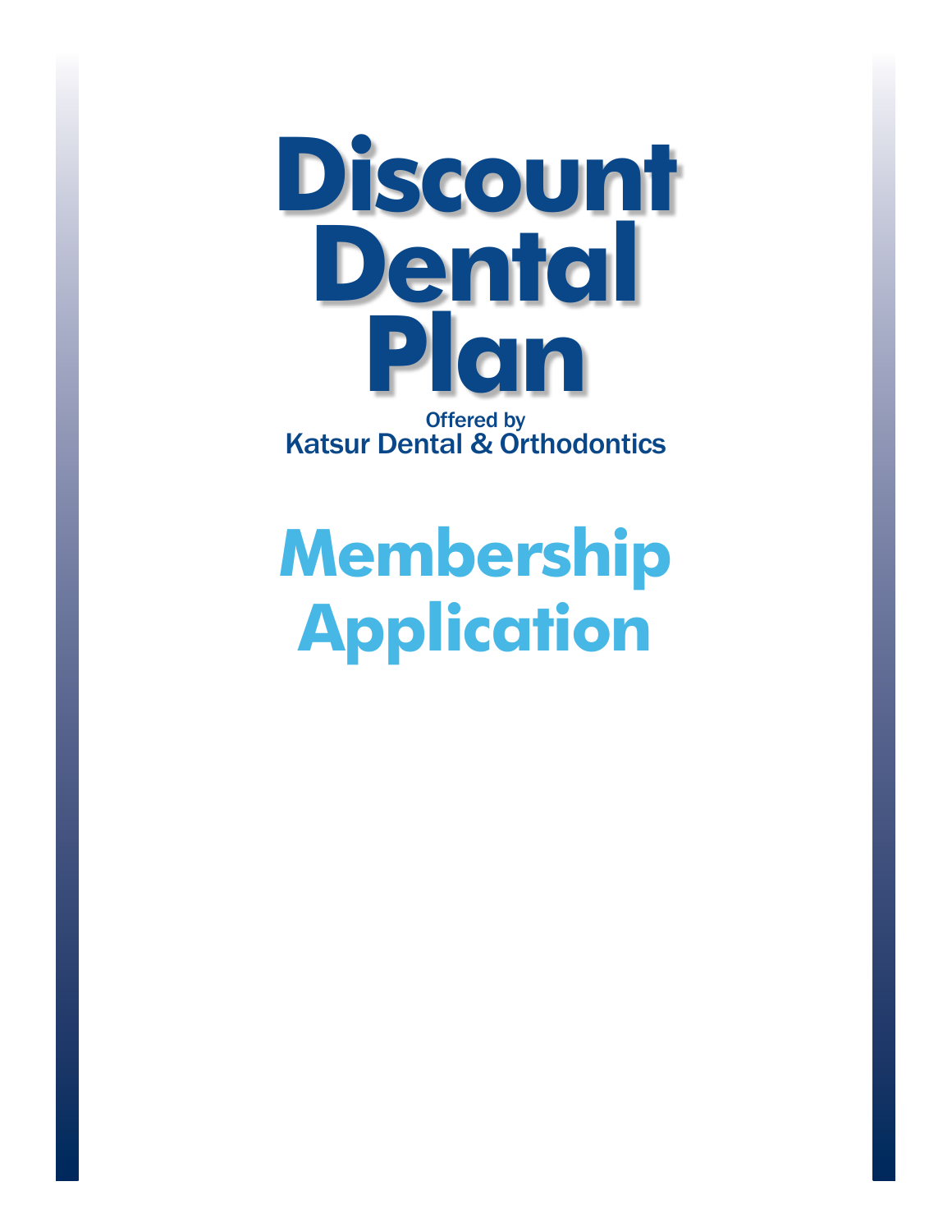# Discount Dental Plan

Offered by
Katsur Dental & Orthodontics

## Membership Application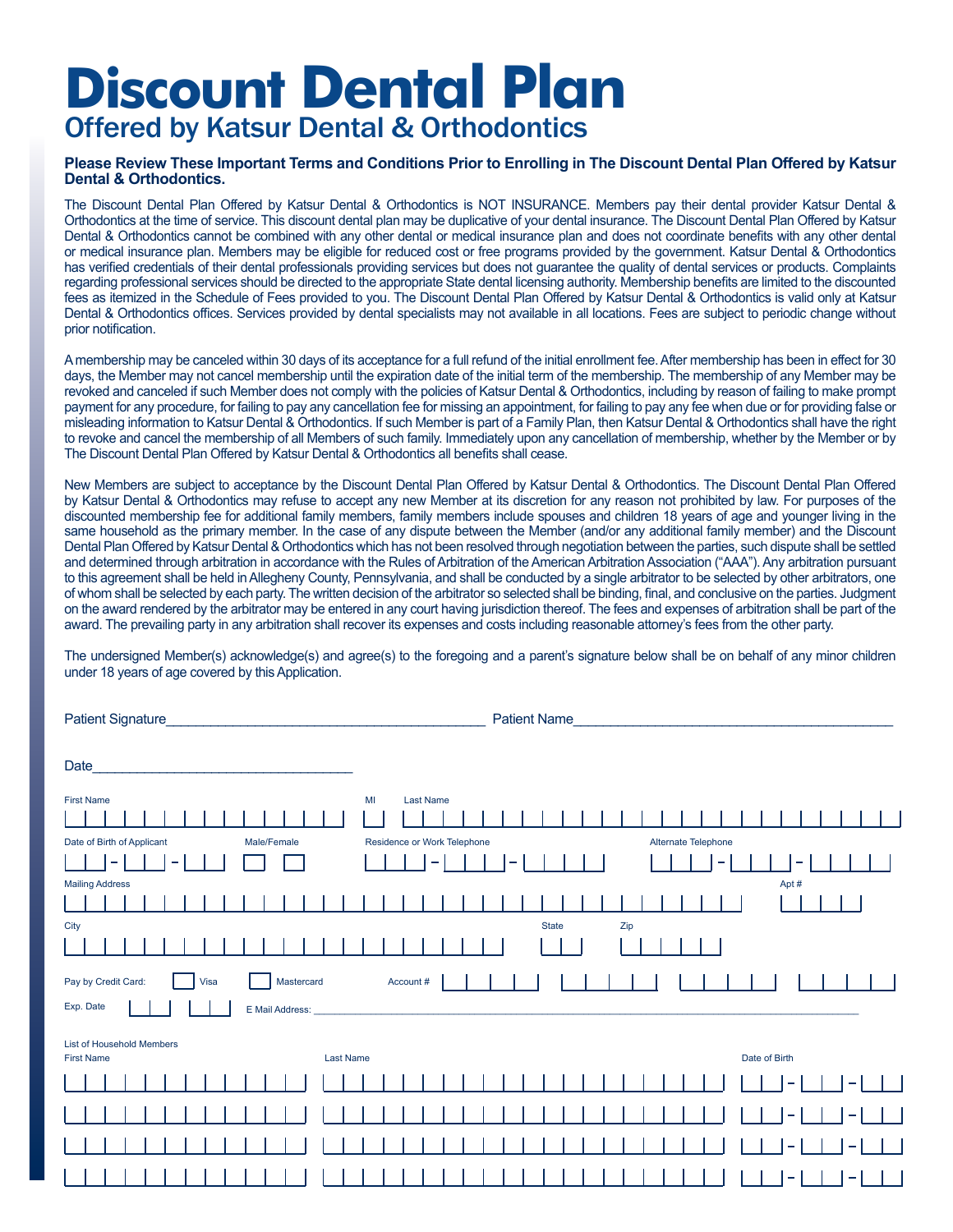# Discount Dental Plan

## Offered by Katsur Dental & Orthodontics

**Please Review These Important Terms and Conditions Prior to Enrolling in The Discount Dental Plan Offered by Katsur Dental & Orthodontics.**

The Discount Dental Plan Offered by Katsur Dental & Orthodontics is NOT INSURANCE. Members pay their dental provider Katsur Dental & Orthodontics at the time of service. This discount dental plan may be duplicative of your dental insurance. The Discount Dental Plan Offered by Katsur Dental & Orthodontics cannot be combined with any other dental or medical insurance plan and does not coordinate benefits with any other dental or medical insurance plan. Members may be eligible for reduced cost or free programs provided by the government. Katsur Dental & Orthodontics has verified credentials of their dental professionals providing services but does not guarantee the quality of dental services or products. Complaints regarding professional services should be directed to the appropriate State dental licensing authority. Membership benefits are limited to the discounted fees as itemized in the Schedule of Fees provided to you. The Discount Dental Plan Offered by Katsur Dental & Orthodontics is valid only at Katsur Dental & Orthodontics offices. Services provided by dental specialists may not available in all locations. Fees are subject to periodic change without prior notification.

A membership may be canceled within 30 days of its acceptance for a full refund of the initial enrollment fee. After membership has been in effect for 30 days, the Member may not cancel membership until the expiration date of the initial term of the membership. The membership of any Member may be revoked and canceled if such Member does not comply with the policies of Katsur Dental & Orthodontics, including by reason of failing to make prompt payment for any procedure, for failing to pay any cancellation fee for missing an appointment, for failing to pay any fee when due or for providing false or misleading information to Katsur Dental & Orthodontics. If such Member is part of a Family Plan, then Katsur Dental & Orthodontics shall have the right to revoke and cancel the membership of all Members of such family. Immediately upon any cancellation of membership, whether by the Member or by The Discount Dental Plan Offered by Katsur Dental & Orthodontics all benefits shall cease.

New Members are subject to acceptance by the Discount Dental Plan Offered by Katsur Dental & Orthodontics. The Discount Dental Plan Offered by Katsur Dental & Orthodontics may refuse to accept any new Member at its discretion for any reason not prohibited by law. For purposes of the discounted membership fee for additional family members, family members include spouses and children 18 years of age and younger living in the same household as the primary member. In the case of any dispute between the Member (and/or any additional family member) and the Discount Dental Plan Offered by Katsur Dental & Orthodontics which has not been resolved through negotiation between the parties, such dispute shall be settled and determined through arbitration in accordance with the Rules of Arbitration of the American Arbitration Association ("AAA"). Any arbitration pursuant to this agreement shall be held in Allegheny County, Pennsylvania, and shall be conducted by a single arbitrator to be selected by other arbitrators, one of whom shall be selected by each party. The written decision of the arbitrator so selected shall be binding, final, and conclusive on the parties. Judgment on the award rendered by the arbitrator may be entered in any court having jurisdiction thereof. The fees and expenses of arbitration shall be part of the award. The prevailing party in any arbitration shall recover its expenses and costs including reasonable attorney's fees from the other party.

The undersigned Member(s) acknowledge(s) and agree(s) to the foregoing and a parent's signature below shall be on behalf of any minor children under 18 years of age covered by this Application.

Patient Signature__________________________________________ Patient Name__________________________________________

Date__________________________________

First Name | MI | Last Name

Date of Birth of Applicant ___-___-___ | Male/Female ☐ ☐ | Residence or Work Telephone ___-___-___ | Alternate Telephone ___-___-___

Mailing Address | Apt #

City | State | Zip

Pay by Credit Card: ☐ Visa ☐ Mastercard | Account #

Exp. Date | E Mail Address: ______________________________________________

List of Household Members

| First Name | Last Name | Date of Birth |
|---|---|---|
| | | ___-___-___ |
| | | ___-___-___ |
| | | ___-___-___ |
| | | ___-___-___ |